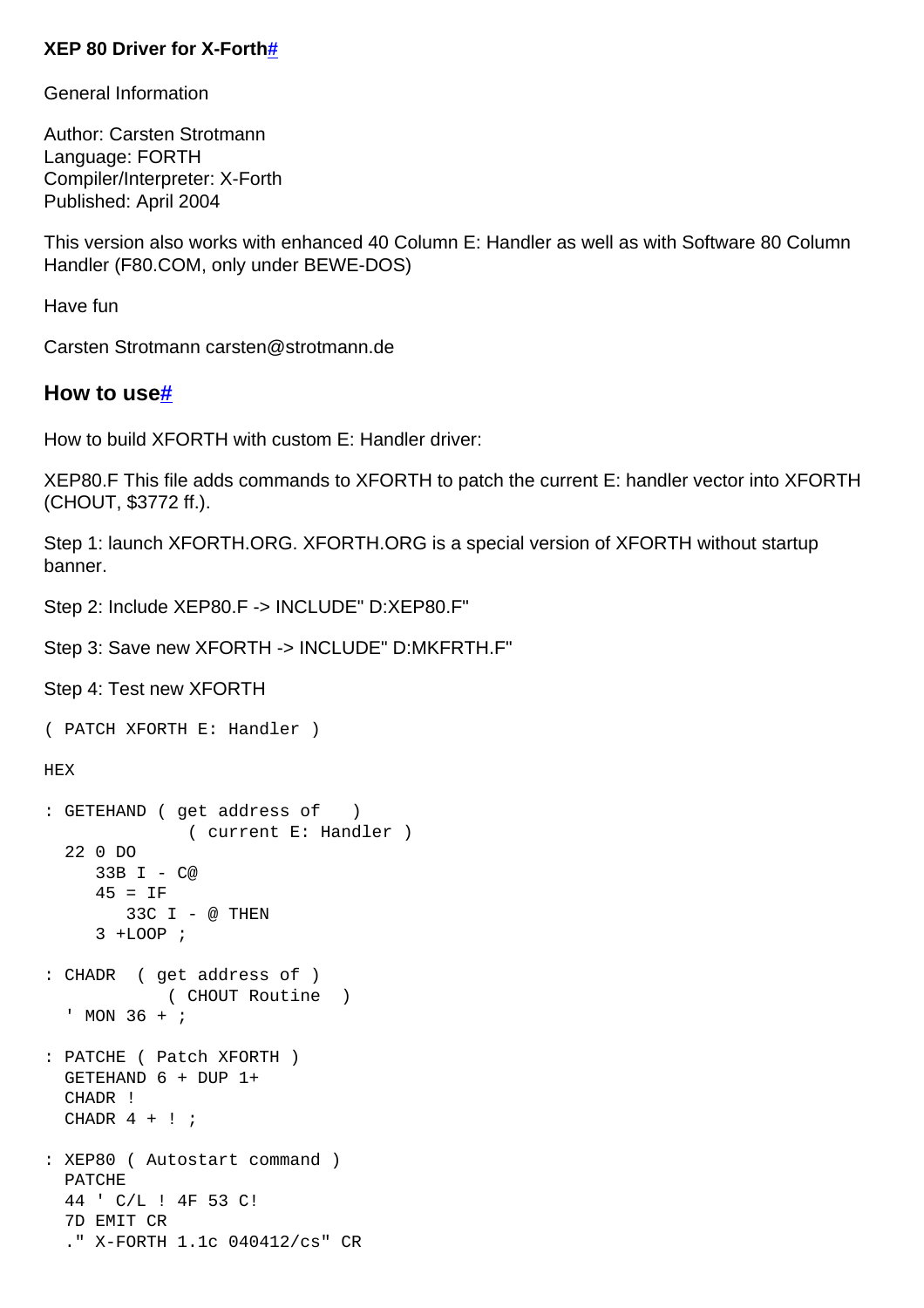## XEP 80 Driver for X-Forth#

General Information

Author: Carsten Strotmann
Language: FORTH
Compiler/Interpreter: X-Forth
Published: April 2004

This version also works with enhanced 40 Column E: Handler as well as with Software 80 Column Handler (F80.COM, only under BEWE-DOS)

Have fun

Carsten Strotmann carsten@strotmann.de

## How to use#

How to build XFORTH with custom E: Handler driver:

XEP80.F This file adds commands to XFORTH to patch the current E: handler vector into XFORTH (CHOUT, $3772 ff.).

Step 1: launch XFORTH.ORG. XFORTH.ORG is a special version of XFORTH without startup banner.

Step 2: Include XEP80.F -> INCLUDE" D:XEP80.F"

Step 3: Save new XFORTH -> INCLUDE" D:MKFRTH.F"

Step 4: Test new XFORTH

```
( PATCH XFORTH E: Handler )

HEX

: GETEHAND ( get address of   )
             ( current E: Handler )
  22 0 DO
     33B I - C@
     45 = IF
        33C I - @ THEN
     3 +LOOP ;

: CHADR  ( get address of )
           ( CHOUT Routine  )
  ' MON 36 + ;

: PATCHE ( Patch XFORTH )
  GETEHAND 6 + DUP 1+
  CHADR !
  CHADR 4 + ! ;

: XEP80 ( Autostart command )
  PATCHE
  44 ' C/L ! 4F 53 C!
  7D EMIT CR
  ." X-FORTH 1.1c 040412/cs" CR
```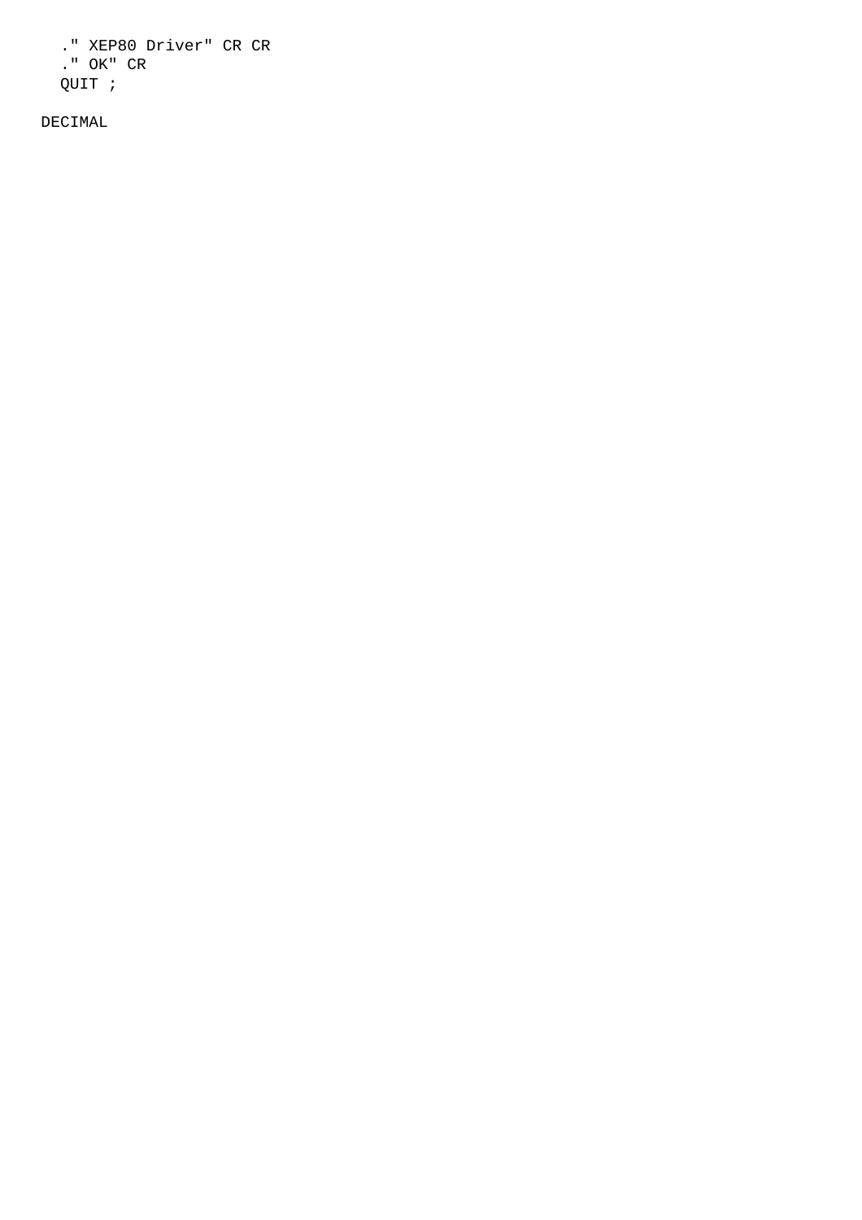```
  ." XEP80 Driver" CR CR
  ." OK" CR
  QUIT ;

DECIMAL
```